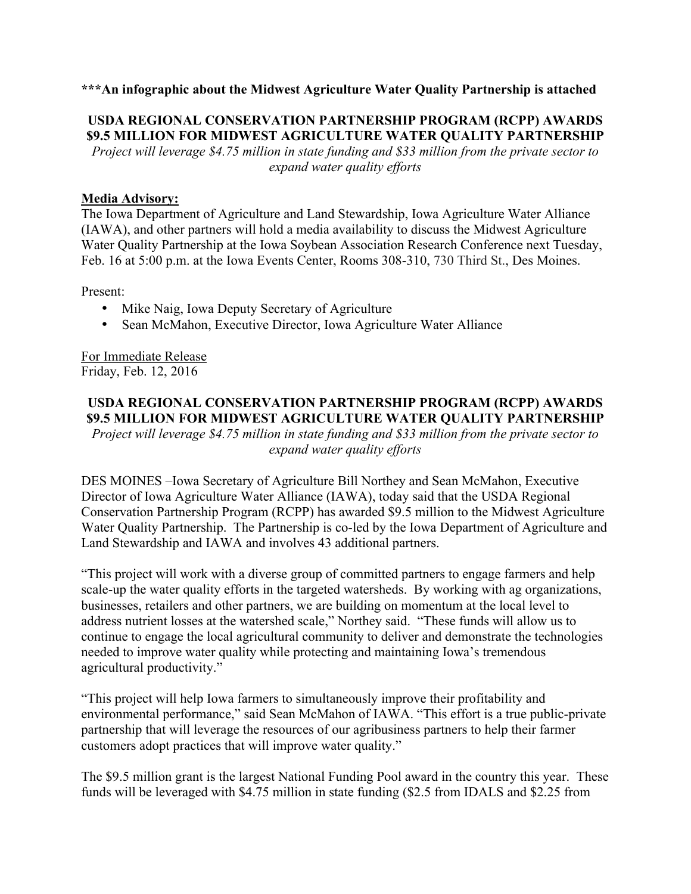**\*\*\*An infographic about the Midwest Agriculture Water Quality Partnership is attached**

**USDA REGIONAL CONSERVATION PARTNERSHIP PROGRAM (RCPP) AWARDS $9.5 MILLION FOR MIDWEST AGRICULTURE WATER QUALITY PARTNERSHIP**

*Project will leverage $4.75 million in state funding and $33 million from the private sector to expand water quality efforts*

**<u>Media Advisory:</u>**

The Iowa Department of Agriculture and Land Stewardship, Iowa Agriculture Water Alliance (IAWA), and other partners will hold a media availability to discuss the Midwest Agriculture Water Quality Partnership at the Iowa Soybean Association Research Conference next Tuesday, Feb. 16 at 5:00 p.m. at the Iowa Events Center, Rooms 308-310, 730 Third St., Des Moines.

Present:

- Mike Naig, Iowa Deputy Secretary of Agriculture
- Sean McMahon, Executive Director, Iowa Agriculture Water Alliance

<u>For Immediate Release</u>
Friday, Feb. 12, 2016

**USDA REGIONAL CONSERVATION PARTNERSHIP PROGRAM (RCPP) AWARDS $9.5 MILLION FOR MIDWEST AGRICULTURE WATER QUALITY PARTNERSHIP**

*Project will leverage $4.75 million in state funding and $33 million from the private sector to expand water quality efforts*

DES MOINES –Iowa Secretary of Agriculture Bill Northey and Sean McMahon, Executive Director of Iowa Agriculture Water Alliance (IAWA), today said that the USDA Regional Conservation Partnership Program (RCPP) has awarded $9.5 million to the Midwest Agriculture Water Quality Partnership. The Partnership is co-led by the Iowa Department of Agriculture and Land Stewardship and IAWA and involves 43 additional partners.

"This project will work with a diverse group of committed partners to engage farmers and help scale-up the water quality efforts in the targeted watersheds. By working with ag organizations, businesses, retailers and other partners, we are building on momentum at the local level to address nutrient losses at the watershed scale," Northey said. "These funds will allow us to continue to engage the local agricultural community to deliver and demonstrate the technologies needed to improve water quality while protecting and maintaining Iowa's tremendous agricultural productivity."

"This project will help Iowa farmers to simultaneously improve their profitability and environmental performance," said Sean McMahon of IAWA. "This effort is a true public-private partnership that will leverage the resources of our agribusiness partners to help their farmer customers adopt practices that will improve water quality."

The $9.5 million grant is the largest National Funding Pool award in the country this year. These funds will be leveraged with $4.75 million in state funding ($2.5 from IDALS and $2.25 from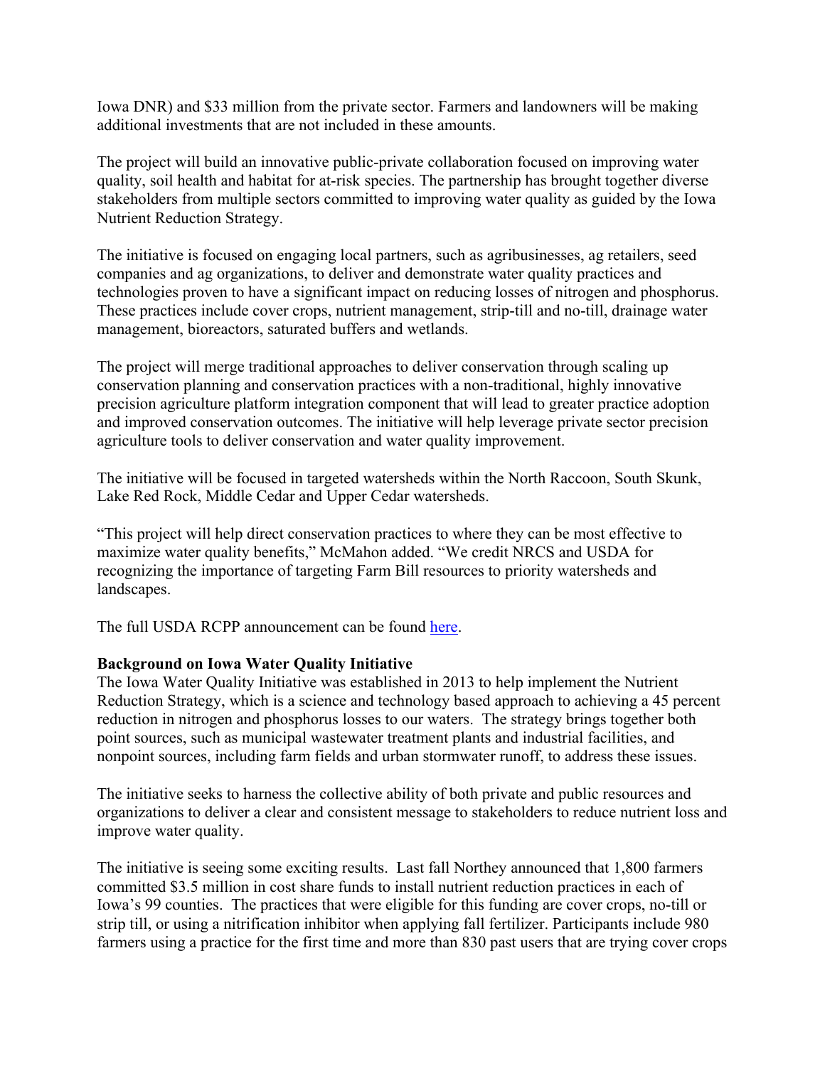Iowa DNR) and $33 million from the private sector. Farmers and landowners will be making additional investments that are not included in these amounts.

The project will build an innovative public-private collaboration focused on improving water quality, soil health and habitat for at-risk species. The partnership has brought together diverse stakeholders from multiple sectors committed to improving water quality as guided by the Iowa Nutrient Reduction Strategy.

The initiative is focused on engaging local partners, such as agribusinesses, ag retailers, seed companies and ag organizations, to deliver and demonstrate water quality practices and technologies proven to have a significant impact on reducing losses of nitrogen and phosphorus. These practices include cover crops, nutrient management, strip-till and no-till, drainage water management, bioreactors, saturated buffers and wetlands.

The project will merge traditional approaches to deliver conservation through scaling up conservation planning and conservation practices with a non-traditional, highly innovative precision agriculture platform integration component that will lead to greater practice adoption and improved conservation outcomes. The initiative will help leverage private sector precision agriculture tools to deliver conservation and water quality improvement.

The initiative will be focused in targeted watersheds within the North Raccoon, South Skunk, Lake Red Rock, Middle Cedar and Upper Cedar watersheds.

"This project will help direct conservation practices to where they can be most effective to maximize water quality benefits," McMahon added. "We credit NRCS and USDA for recognizing the importance of targeting Farm Bill resources to priority watersheds and landscapes.

The full USDA RCPP announcement can be found here.

**Background on Iowa Water Quality Initiative**

The Iowa Water Quality Initiative was established in 2013 to help implement the Nutrient Reduction Strategy, which is a science and technology based approach to achieving a 45 percent reduction in nitrogen and phosphorus losses to our waters. The strategy brings together both point sources, such as municipal wastewater treatment plants and industrial facilities, and nonpoint sources, including farm fields and urban stormwater runoff, to address these issues.

The initiative seeks to harness the collective ability of both private and public resources and organizations to deliver a clear and consistent message to stakeholders to reduce nutrient loss and improve water quality.

The initiative is seeing some exciting results. Last fall Northey announced that 1,800 farmers committed $3.5 million in cost share funds to install nutrient reduction practices in each of Iowa's 99 counties. The practices that were eligible for this funding are cover crops, no-till or strip till, or using a nitrification inhibitor when applying fall fertilizer. Participants include 980 farmers using a practice for the first time and more than 830 past users that are trying cover crops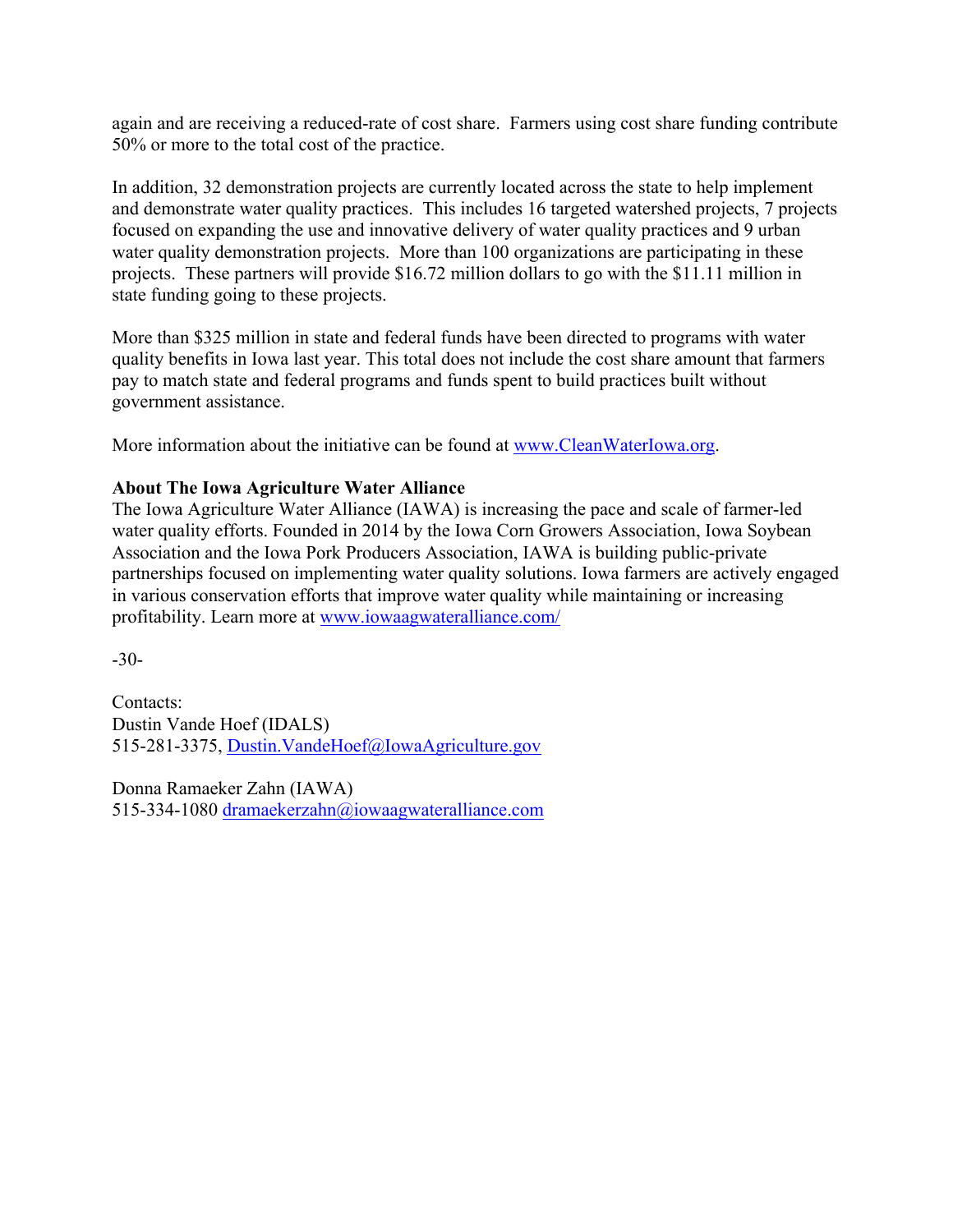again and are receiving a reduced-rate of cost share. Farmers using cost share funding contribute 50% or more to the total cost of the practice.

In addition, 32 demonstration projects are currently located across the state to help implement and demonstrate water quality practices. This includes 16 targeted watershed projects, 7 projects focused on expanding the use and innovative delivery of water quality practices and 9 urban water quality demonstration projects. More than 100 organizations are participating in these projects. These partners will provide $16.72 million dollars to go with the $11.11 million in state funding going to these projects.

More than $325 million in state and federal funds have been directed to programs with water quality benefits in Iowa last year. This total does not include the cost share amount that farmers pay to match state and federal programs and funds spent to build practices built without government assistance.

More information about the initiative can be found at www.CleanWaterIowa.org.

**About The Iowa Agriculture Water Alliance**
The Iowa Agriculture Water Alliance (IAWA) is increasing the pace and scale of farmer-led water quality efforts. Founded in 2014 by the Iowa Corn Growers Association, Iowa Soybean Association and the Iowa Pork Producers Association, IAWA is building public-private partnerships focused on implementing water quality solutions. Iowa farmers are actively engaged in various conservation efforts that improve water quality while maintaining or increasing profitability. Learn more at www.iowaagwateralliance.com/

-30-

Contacts:
Dustin Vande Hoef (IDALS)
515-281-3375, Dustin.VandeHoef@IowaAgriculture.gov

Donna Ramaeker Zahn (IAWA)
515-334-1080 dramaekerzahn@iowaagwateralliance.com